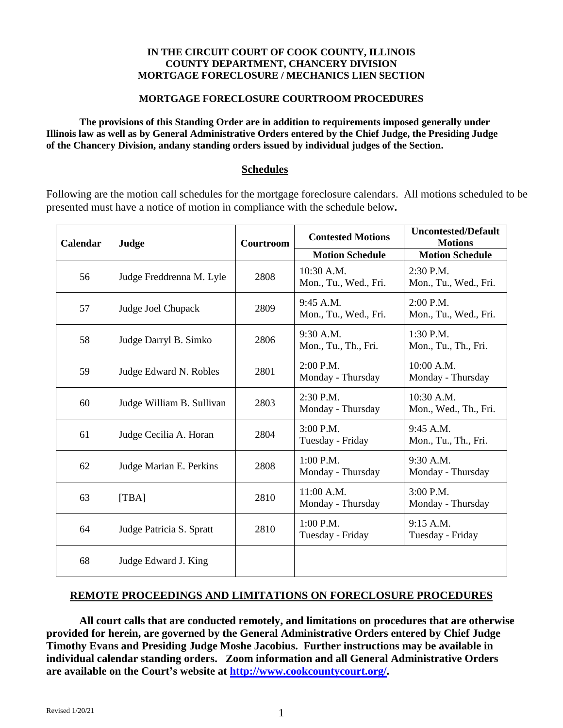**IN THE CIRCUIT COURT OF COOK COUNTY, ILLINOIS**
**COUNTY DEPARTMENT, CHANCERY DIVISION**
**MORTGAGE FORECLOSURE / MECHANICS LIEN SECTION**

**MORTGAGE FORECLOSURE COURTROOM PROCEDURES**

**The provisions of this Standing Order are in addition to requirements imposed generally under Illinois law as well as by General Administrative Orders entered by the Chief Judge, the Presiding Judge of the Chancery Division, andany standing orders issued by individual judges of the Section.**

## Schedules

Following are the motion call schedules for the mortgage foreclosure calendars. All motions scheduled to be presented must have a notice of motion in compliance with the schedule below**.**

| Calendar | Judge | Courtroom | Contested Motions | Uncontested/Default Motions |
|---|---|---|---|---|
| | | | Motion Schedule | Motion Schedule |
| 56 | Judge Freddrenna M. Lyle | 2808 | 10:30 A.M. Mon., Tu., Wed., Fri. | 2:30 P.M. Mon., Tu., Wed., Fri. |
| 57 | Judge Joel Chupack | 2809 | 9:45 A.M. Mon., Tu., Wed., Fri. | 2:00 P.M. Mon., Tu., Wed., Fri. |
| 58 | Judge Darryl B. Simko | 2806 | 9:30 A.M. Mon., Tu., Th., Fri. | 1:30 P.M. Mon., Tu., Th., Fri. |
| 59 | Judge Edward N. Robles | 2801 | 2:00 P.M. Monday - Thursday | 10:00 A.M. Monday - Thursday |
| 60 | Judge William B. Sullivan | 2803 | 2:30 P.M. Monday - Thursday | 10:30 A.M. Mon., Wed., Th., Fri. |
| 61 | Judge Cecilia A. Horan | 2804 | 3:00 P.M. Tuesday - Friday | 9:45 A.M. Mon., Tu., Th., Fri. |
| 62 | Judge Marian E. Perkins | 2808 | 1:00 P.M. Monday - Thursday | 9:30 A.M. Monday - Thursday |
| 63 | [TBA] | 2810 | 11:00 A.M. Monday - Thursday | 3:00 P.M. Monday - Thursday |
| 64 | Judge Patricia S. Spratt | 2810 | 1:00 P.M. Tuesday - Friday | 9:15 A.M. Tuesday - Friday |
| 68 | Judge Edward J. King | | | |

## REMOTE PROCEEDINGS AND LIMITATIONS ON FORECLOSURE PROCEDURES

**All court calls that are conducted remotely, and limitations on procedures that are otherwise provided for herein, are governed by the General Administrative Orders entered by Chief Judge Timothy Evans and Presiding Judge Moshe Jacobius. Further instructions may be available in individual calendar standing orders. Zoom information and all General Administrative Orders are available on the Court's website at [http://www.cookcountycourt.org/](http://www.cookcountycourt.org/).**

Revised 1/20/21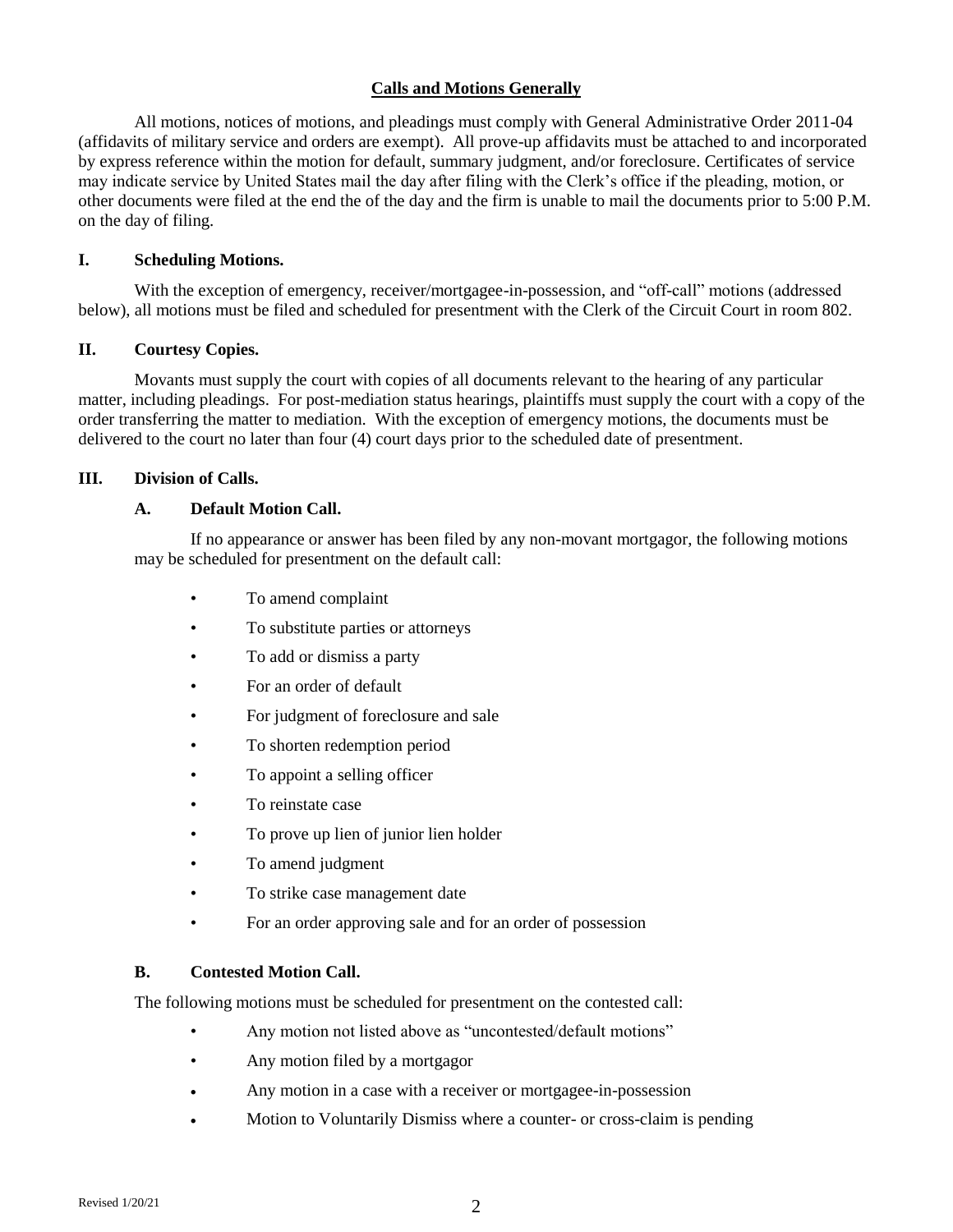## Calls and Motions Generally

All motions, notices of motions, and pleadings must comply with General Administrative Order 2011-04 (affidavits of military service and orders are exempt). All prove-up affidavits must be attached to and incorporated by express reference within the motion for default, summary judgment, and/or foreclosure. Certificates of service may indicate service by United States mail the day after filing with the Clerk's office if the pleading, motion, or other documents were filed at the end the of the day and the firm is unable to mail the documents prior to 5:00 P.M. on the day of filing.

### I. Scheduling Motions.

With the exception of emergency, receiver/mortgagee-in-possession, and "off-call" motions (addressed below), all motions must be filed and scheduled for presentment with the Clerk of the Circuit Court in room 802.

### II. Courtesy Copies.

Movants must supply the court with copies of all documents relevant to the hearing of any particular matter, including pleadings. For post-mediation status hearings, plaintiffs must supply the court with a copy of the order transferring the matter to mediation. With the exception of emergency motions, the documents must be delivered to the court no later than four (4) court days prior to the scheduled date of presentment.

### III. Division of Calls.

#### A. Default Motion Call.

If no appearance or answer has been filed by any non-movant mortgagor, the following motions may be scheduled for presentment on the default call:

- To amend complaint
- To substitute parties or attorneys
- To add or dismiss a party
- For an order of default
- For judgment of foreclosure and sale
- To shorten redemption period
- To appoint a selling officer
- To reinstate case
- To prove up lien of junior lien holder
- To amend judgment
- To strike case management date
- For an order approving sale and for an order of possession

#### B. Contested Motion Call.

The following motions must be scheduled for presentment on the contested call:

- Any motion not listed above as "uncontested/default motions"
- Any motion filed by a mortgagor
- Any motion in a case with a receiver or mortgagee-in-possession
- Motion to Voluntarily Dismiss where a counter- or cross-claim is pending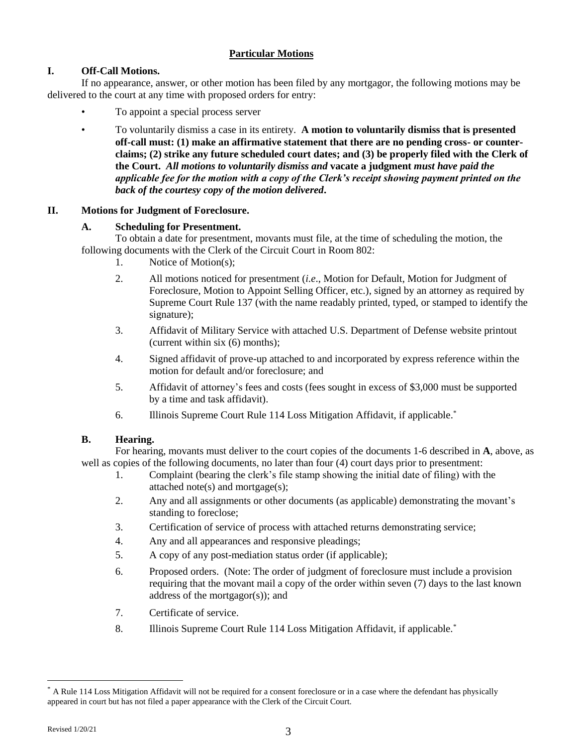## Particular Motions

### I. Off-Call Motions.

If no appearance, answer, or other motion has been filed by any mortgagor, the following motions may be delivered to the court at any time with proposed orders for entry:

- To appoint a special process server
- To voluntarily dismiss a case in its entirety. **A motion to voluntarily dismiss that is presented off-call must: (1) make an affirmative statement that there are no pending cross- or counter-claims; (2) strike any future scheduled court dates; and (3) be properly filed with the Clerk of the Court.** ***All motions to voluntarily dismiss and*** **vacate a judgment** ***must have paid the applicable fee for the motion with a copy of the Clerk's receipt showing payment printed on the back of the courtesy copy of the motion delivered*****.**

### II. Motions for Judgment of Foreclosure.

#### A. Scheduling for Presentment.

To obtain a date for presentment, movants must file, at the time of scheduling the motion, the following documents with the Clerk of the Circuit Court in Room 802:

1. Notice of Motion(s);
2. All motions noticed for presentment (*i.e*., Motion for Default, Motion for Judgment of Foreclosure, Motion to Appoint Selling Officer, etc.), signed by an attorney as required by Supreme Court Rule 137 (with the name readably printed, typed, or stamped to identify the signature);
3. Affidavit of Military Service with attached U.S. Department of Defense website printout (current within six (6) months);
4. Signed affidavit of prove-up attached to and incorporated by express reference within the motion for default and/or foreclosure; and
5. Affidavit of attorney's fees and costs (fees sought in excess of $3,000 must be supported by a time and task affidavit).
6. Illinois Supreme Court Rule 114 Loss Mitigation Affidavit, if applicable.[*]

#### B. Hearing.

For hearing, movants must deliver to the court copies of the documents 1-6 described in **A**, above, as well as copies of the following documents, no later than four (4) court days prior to presentment:

1. Complaint (bearing the clerk's file stamp showing the initial date of filing) with the attached note(s) and mortgage(s);
2. Any and all assignments or other documents (as applicable) demonstrating the movant's standing to foreclose;
3. Certification of service of process with attached returns demonstrating service;
4. Any and all appearances and responsive pleadings;
5. A copy of any post-mediation status order (if applicable);
6. Proposed orders. (Note: The order of judgment of foreclosure must include a provision requiring that the movant mail a copy of the order within seven (7) days to the last known address of the mortgagor(s)); and
7. Certificate of service.
8. Illinois Supreme Court Rule 114 Loss Mitigation Affidavit, if applicable.[*]

---

[*] A Rule 114 Loss Mitigation Affidavit will not be required for a consent foreclosure or in a case where the defendant has physically appeared in court but has not filed a paper appearance with the Clerk of the Circuit Court.

Revised 1/20/21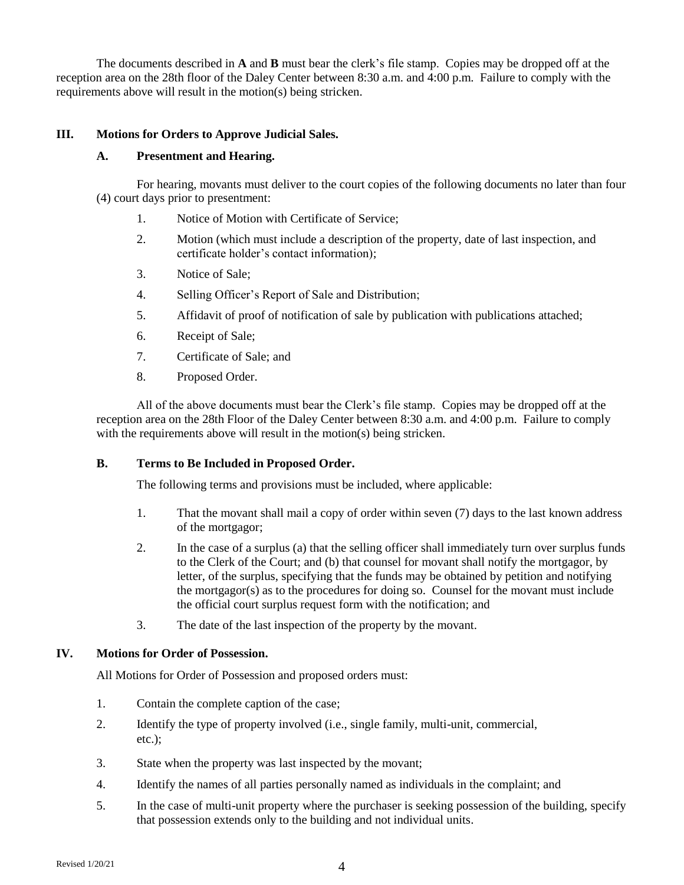The documents described in **A** and **B** must bear the clerk's file stamp. Copies may be dropped off at the reception area on the 28th floor of the Daley Center between 8:30 a.m. and 4:00 p.m. Failure to comply with the requirements above will result in the motion(s) being stricken.

## III. Motions for Orders to Approve Judicial Sales.

### A. Presentment and Hearing.

For hearing, movants must deliver to the court copies of the following documents no later than four (4) court days prior to presentment:

1. Notice of Motion with Certificate of Service;
2. Motion (which must include a description of the property, date of last inspection, and certificate holder's contact information);
3. Notice of Sale;
4. Selling Officer's Report of Sale and Distribution;
5. Affidavit of proof of notification of sale by publication with publications attached;
6. Receipt of Sale;
7. Certificate of Sale; and
8. Proposed Order.

All of the above documents must bear the Clerk's file stamp. Copies may be dropped off at the reception area on the 28th Floor of the Daley Center between 8:30 a.m. and 4:00 p.m. Failure to comply with the requirements above will result in the motion(s) being stricken.

### B. Terms to Be Included in Proposed Order.

The following terms and provisions must be included, where applicable:

1. That the movant shall mail a copy of order within seven (7) days to the last known address of the mortgagor;
2. In the case of a surplus (a) that the selling officer shall immediately turn over surplus funds to the Clerk of the Court; and (b) that counsel for movant shall notify the mortgagor, by letter, of the surplus, specifying that the funds may be obtained by petition and notifying the mortgagor(s) as to the procedures for doing so. Counsel for the movant must include the official court surplus request form with the notification; and
3. The date of the last inspection of the property by the movant.

## IV. Motions for Order of Possession.

All Motions for Order of Possession and proposed orders must:

1. Contain the complete caption of the case;
2. Identify the type of property involved (i.e., single family, multi-unit, commercial, etc.);
3. State when the property was last inspected by the movant;
4. Identify the names of all parties personally named as individuals in the complaint; and
5. In the case of multi-unit property where the purchaser is seeking possession of the building, specify that possession extends only to the building and not individual units.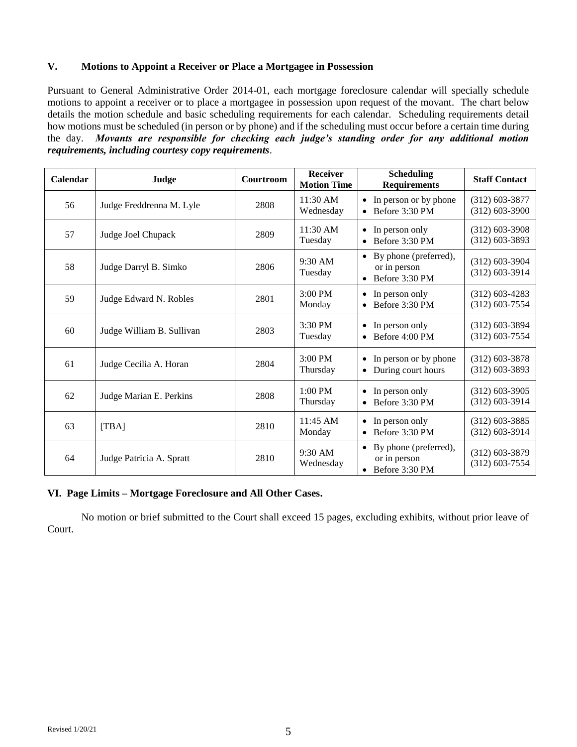## V. Motions to Appoint a Receiver or Place a Mortgagee in Possession

Pursuant to General Administrative Order 2014-01, each mortgage foreclosure calendar will specially schedule motions to appoint a receiver or to place a mortgagee in possession upon request of the movant. The chart below details the motion schedule and basic scheduling requirements for each calendar. Scheduling requirements detail how motions must be scheduled (in person or by phone) and if the scheduling must occur before a certain time during the day. ***Movants are responsible for checking each judge's standing order for any additional motion requirements, including courtesy copy requirements***.

| Calendar | Judge | Courtroom | Receiver Motion Time | Scheduling Requirements | Staff Contact |
|---|---|---|---|---|---|
| 56 | Judge Freddrenna M. Lyle | 2808 | 11:30 AM Wednesday | • In person or by phone<br>• Before 3:30 PM | (312) 603-3877<br>(312) 603-3900 |
| 57 | Judge Joel Chupack | 2809 | 11:30 AM Tuesday | • In person only<br>• Before 3:30 PM | (312) 603-3908<br>(312) 603-3893 |
| 58 | Judge Darryl B. Simko | 2806 | 9:30 AM Tuesday | • By phone (preferred), or in person<br>• Before 3:30 PM | (312) 603-3904<br>(312) 603-3914 |
| 59 | Judge Edward N. Robles | 2801 | 3:00 PM Monday | • In person only<br>• Before 3:30 PM | (312) 603-4283<br>(312) 603-7554 |
| 60 | Judge William B. Sullivan | 2803 | 3:30 PM Tuesday | • In person only<br>• Before 4:00 PM | (312) 603-3894<br>(312) 603-7554 |
| 61 | Judge Cecilia A. Horan | 2804 | 3:00 PM Thursday | • In person or by phone<br>• During court hours | (312) 603-3878<br>(312) 603-3893 |
| 62 | Judge Marian E. Perkins | 2808 | 1:00 PM Thursday | • In person only<br>• Before 3:30 PM | (312) 603-3905<br>(312) 603-3914 |
| 63 | [TBA] | 2810 | 11:45 AM Monday | • In person only<br>• Before 3:30 PM | (312) 603-3885<br>(312) 603-3914 |
| 64 | Judge Patricia A. Spratt | 2810 | 9:30 AM Wednesday | • By phone (preferred), or in person<br>• Before 3:30 PM | (312) 603-3879<br>(312) 603-7554 |

## VI. Page Limits – Mortgage Foreclosure and All Other Cases.

No motion or brief submitted to the Court shall exceed 15 pages, excluding exhibits, without prior leave of Court.

Revised 1/20/21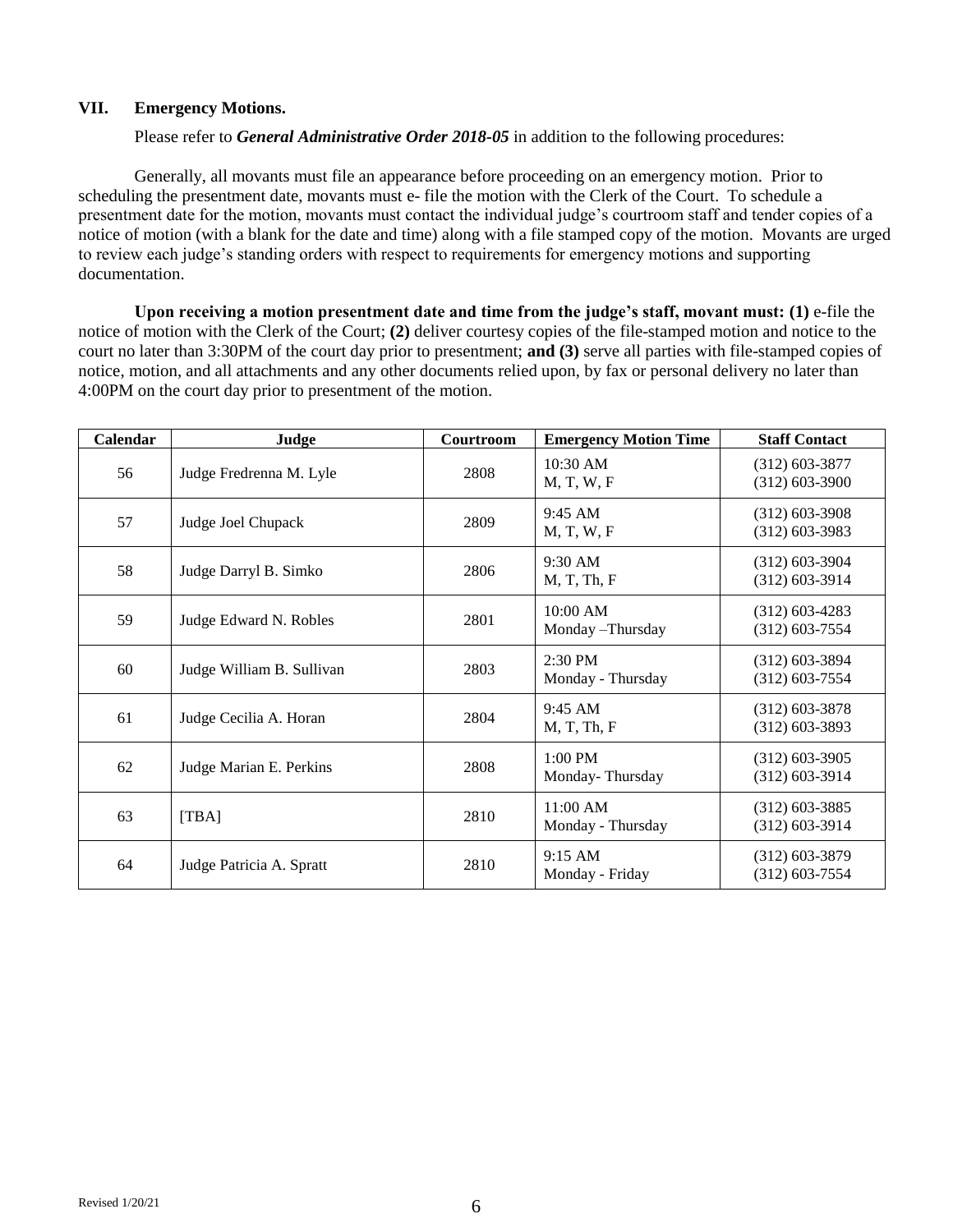## VII. Emergency Motions.

Please refer to ***General Administrative Order 2018-05*** in addition to the following procedures:

Generally, all movants must file an appearance before proceeding on an emergency motion. Prior to scheduling the presentment date, movants must e- file the motion with the Clerk of the Court. To schedule a presentment date for the motion, movants must contact the individual judge's courtroom staff and tender copies of a notice of motion (with a blank for the date and time) along with a file stamped copy of the motion. Movants are urged to review each judge's standing orders with respect to requirements for emergency motions and supporting documentation.

**Upon receiving a motion presentment date and time from the judge's staff, movant must: (1)** e-file the notice of motion with the Clerk of the Court; **(2)** deliver courtesy copies of the file-stamped motion and notice to the court no later than 3:30PM of the court day prior to presentment; **and (3)** serve all parties with file-stamped copies of notice, motion, and all attachments and any other documents relied upon, by fax or personal delivery no later than 4:00PM on the court day prior to presentment of the motion.

| Calendar | Judge | Courtroom | Emergency Motion Time | Staff Contact |
|---|---|---|---|---|
| 56 | Judge Fredrenna M. Lyle | 2808 | 10:30 AM<br>M, T, W, F | (312) 603-3877<br>(312) 603-3900 |
| 57 | Judge Joel Chupack | 2809 | 9:45 AM<br>M, T, W, F | (312) 603-3908<br>(312) 603-3983 |
| 58 | Judge Darryl B. Simko | 2806 | 9:30 AM<br>M, T, Th, F | (312) 603-3904<br>(312) 603-3914 |
| 59 | Judge Edward N. Robles | 2801 | 10:00 AM<br>Monday –Thursday | (312) 603-4283<br>(312) 603-7554 |
| 60 | Judge William B. Sullivan | 2803 | 2:30 PM<br>Monday - Thursday | (312) 603-3894<br>(312) 603-7554 |
| 61 | Judge Cecilia A. Horan | 2804 | 9:45 AM<br>M, T, Th, F | (312) 603-3878<br>(312) 603-3893 |
| 62 | Judge Marian E. Perkins | 2808 | 1:00 PM<br>Monday- Thursday | (312) 603-3905<br>(312) 603-3914 |
| 63 | [TBA] | 2810 | 11:00 AM<br>Monday - Thursday | (312) 603-3885<br>(312) 603-3914 |
| 64 | Judge Patricia A. Spratt | 2810 | 9:15 AM<br>Monday - Friday | (312) 603-3879<br>(312) 603-7554 |

Revised 1/20/21